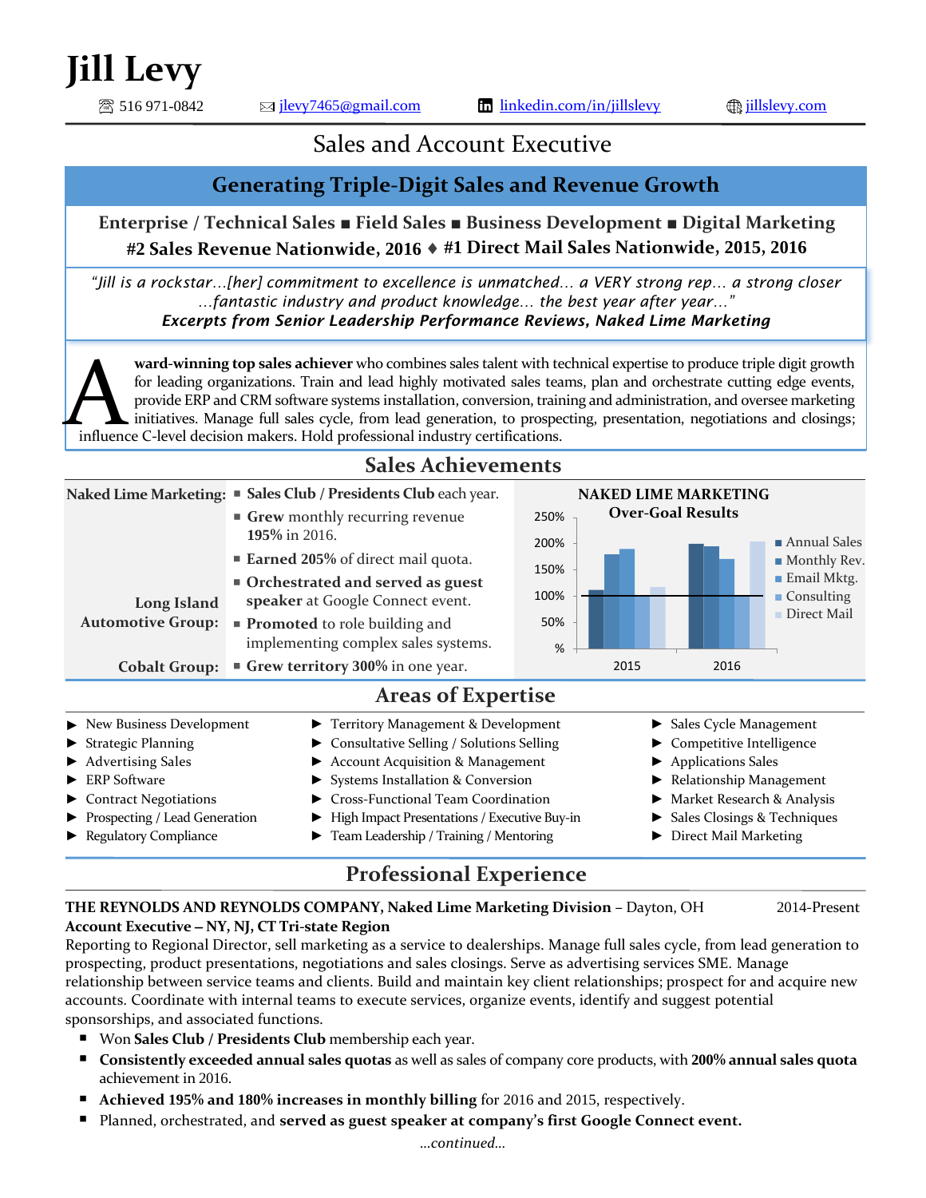# Jill Levy

☎ 516 971-0842 ✉ jlevy7465@gmail.com linkedin.com/in/jillslevy jillslevy.com

## Sales and Account Executive

### Generating Triple-Digit Sales and Revenue Growth

**Enterprise / Technical Sales ■ Field Sales ■ Business Development ■ Digital Marketing**
**#2 Sales Revenue Nationwide, 2016 ♦ #1 Direct Mail Sales Nationwide, 2015, 2016**

*"Jill is a rockstar…[her] commitment to excellence is unmatched… a VERY strong rep… a strong closer …fantastic industry and product knowledge… the best year after year…"*
***Excerpts from Senior Leadership Performance Reviews, Naked Lime Marketing***

**Award-winning top sales achiever** who combines sales talent with technical expertise to produce triple digit growth for leading organizations. Train and lead highly motivated sales teams, plan and orchestrate cutting edge events, provide ERP and CRM software systems installation, conversion, training and administration, and oversee marketing initiatives. Manage full sales cycle, from lead generation, to prospecting, presentation, negotiations and closings; influence C-level decision makers. Hold professional industry certifications.

## Sales Achievements

**Naked Lime Marketing:**
- **Sales Club / Presidents Club** each year.
- **Grew** monthly recurring revenue **195%** in 2016.
- **Earned 205%** of direct mail quota.
- **Orchestrated and served as guest speaker** at Google Connect event.

**Long Island Automotive Group:**
- **Promoted** to role building and implementing complex sales systems.

**Cobalt Group:**
- **Grew territory 300%** in one year.

**NAKED LIME MARKETING**
**Over-Goal Results**

(Chart: 2015 and 2016 results for Annual Sales, Monthly Rev., Email Mktg., Consulting, Direct Mail; y-axis %, 50%, 100%, 150%, 200%, 250%)

## Areas of Expertise

- New Business Development
- Strategic Planning
- Advertising Sales
- ERP Software
- Contract Negotiations
- Prospecting / Lead Generation
- Regulatory Compliance
- Territory Management & Development
- Consultative Selling / Solutions Selling
- Account Acquisition & Management
- Systems Installation & Conversion
- Cross-Functional Team Coordination
- High Impact Presentations / Executive Buy-in
- Team Leadership / Training / Mentoring
- Sales Cycle Management
- Competitive Intelligence
- Applications Sales
- Relationship Management
- Market Research & Analysis
- Sales Closings & Techniques
- Direct Mail Marketing

## Professional Experience

**THE REYNOLDS AND REYNOLDS COMPANY, Naked Lime Marketing Division** – Dayton, OH 2014-Present
**Account Executive – NY, NJ, CT Tri-state Region**

Reporting to Regional Director, sell marketing as a service to dealerships. Manage full sales cycle, from lead generation to prospecting, product presentations, negotiations and sales closings. Serve as advertising services SME. Manage relationship between service teams and clients. Build and maintain key client relationships; prospect for and acquire new accounts. Coordinate with internal teams to execute services, organize events, identify and suggest potential sponsorships, and associated functions.

- Won **Sales Club / Presidents Club** membership each year.
- **Consistently exceeded annual sales quotas** as well as sales of company core products, with **200% annual sales quota** achievement in 2016.
- **Achieved 195% and 180% increases in monthly billing** for 2016 and 2015, respectively.
- Planned, orchestrated, and **served as guest speaker at company's first Google Connect event.**

*…continued…*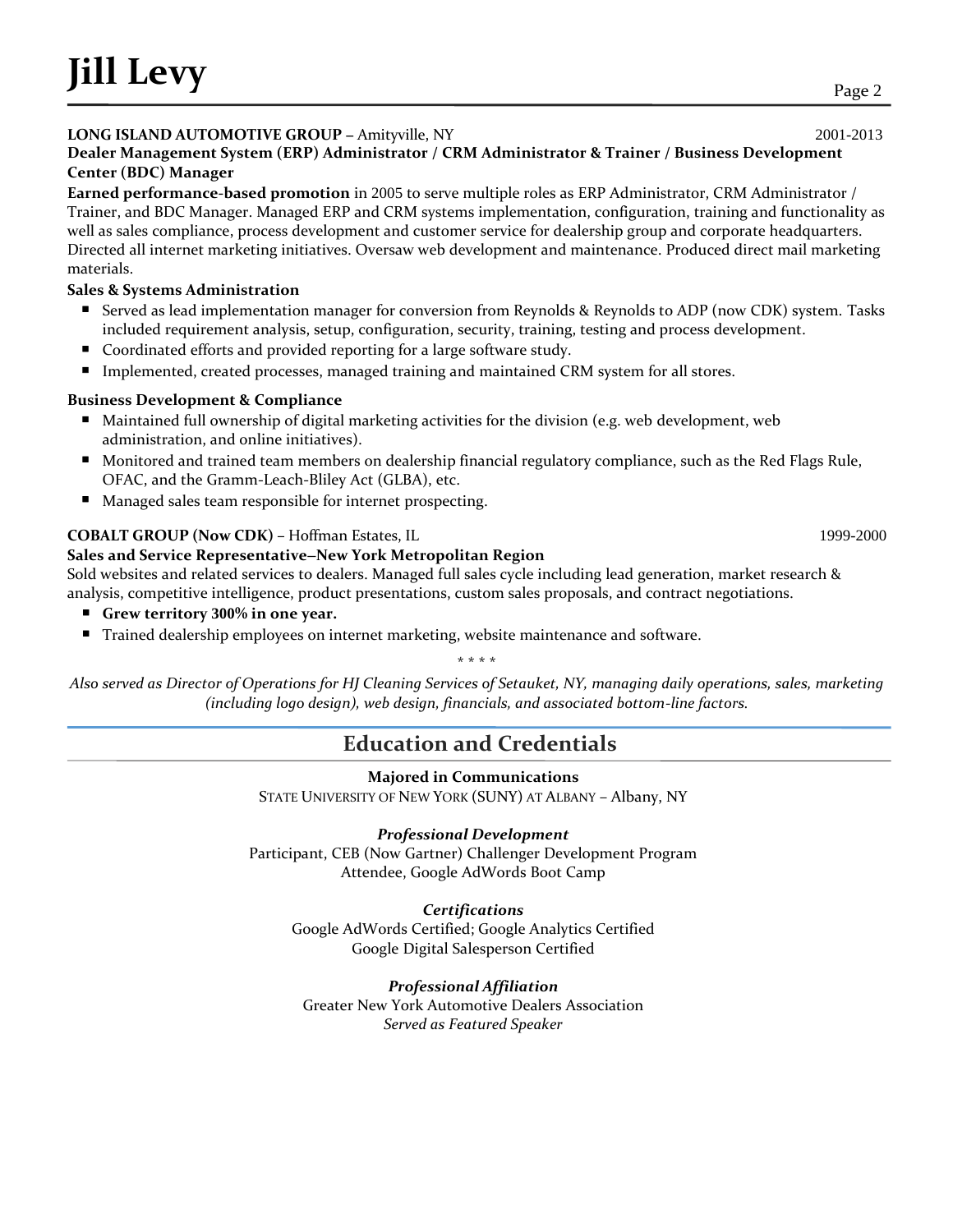**LONG ISLAND AUTOMOTIVE GROUP** – Amityville, NY 2001-2013

**Dealer Management System (ERP) Administrator / CRM Administrator & Trainer / Business Development Center (BDC) Manager**

**Earned performance-based promotion** in 2005 to serve multiple roles as ERP Administrator, CRM Administrator / Trainer, and BDC Manager. Managed ERP and CRM systems implementation, configuration, training and functionality as well as sales compliance, process development and customer service for dealership group and corporate headquarters. Directed all internet marketing initiatives. Oversaw web development and maintenance. Produced direct mail marketing materials.

**Sales & Systems Administration**

- Served as lead implementation manager for conversion from Reynolds & Reynolds to ADP (now CDK) system. Tasks included requirement analysis, setup, configuration, security, training, testing and process development.
- Coordinated efforts and provided reporting for a large software study.
- Implemented, created processes, managed training and maintained CRM system for all stores.

**Business Development & Compliance**

- Maintained full ownership of digital marketing activities for the division (e.g. web development, web administration, and online initiatives).
- Monitored and trained team members on dealership financial regulatory compliance, such as the Red Flags Rule, OFAC, and the Gramm-Leach-Bliley Act (GLBA), etc.
- Managed sales team responsible for internet prospecting.

**COBALT GROUP (Now CDK)** – Hoffman Estates, IL 1999-2000

**Sales and Service Representative–New York Metropolitan Region**

Sold websites and related services to dealers. Managed full sales cycle including lead generation, market research & analysis, competitive intelligence, product presentations, custom sales proposals, and contract negotiations.

- **Grew territory 300% in one year.**
- Trained dealership employees on internet marketing, website maintenance and software.

\* \* \* \*

*Also served as Director of Operations for HJ Cleaning Services of Setauket, NY, managing daily operations, sales, marketing (including logo design), web design, financials, and associated bottom-line factors.*

## Education and Credentials

**Majored in Communications**
State University of New York (SUNY) at Albany – Albany, NY

***Professional Development***
Participant, CEB (Now Gartner) Challenger Development Program
Attendee, Google AdWords Boot Camp

***Certifications***
Google AdWords Certified; Google Analytics Certified
Google Digital Salesperson Certified

***Professional Affiliation***
Greater New York Automotive Dealers Association
*Served as Featured Speaker*